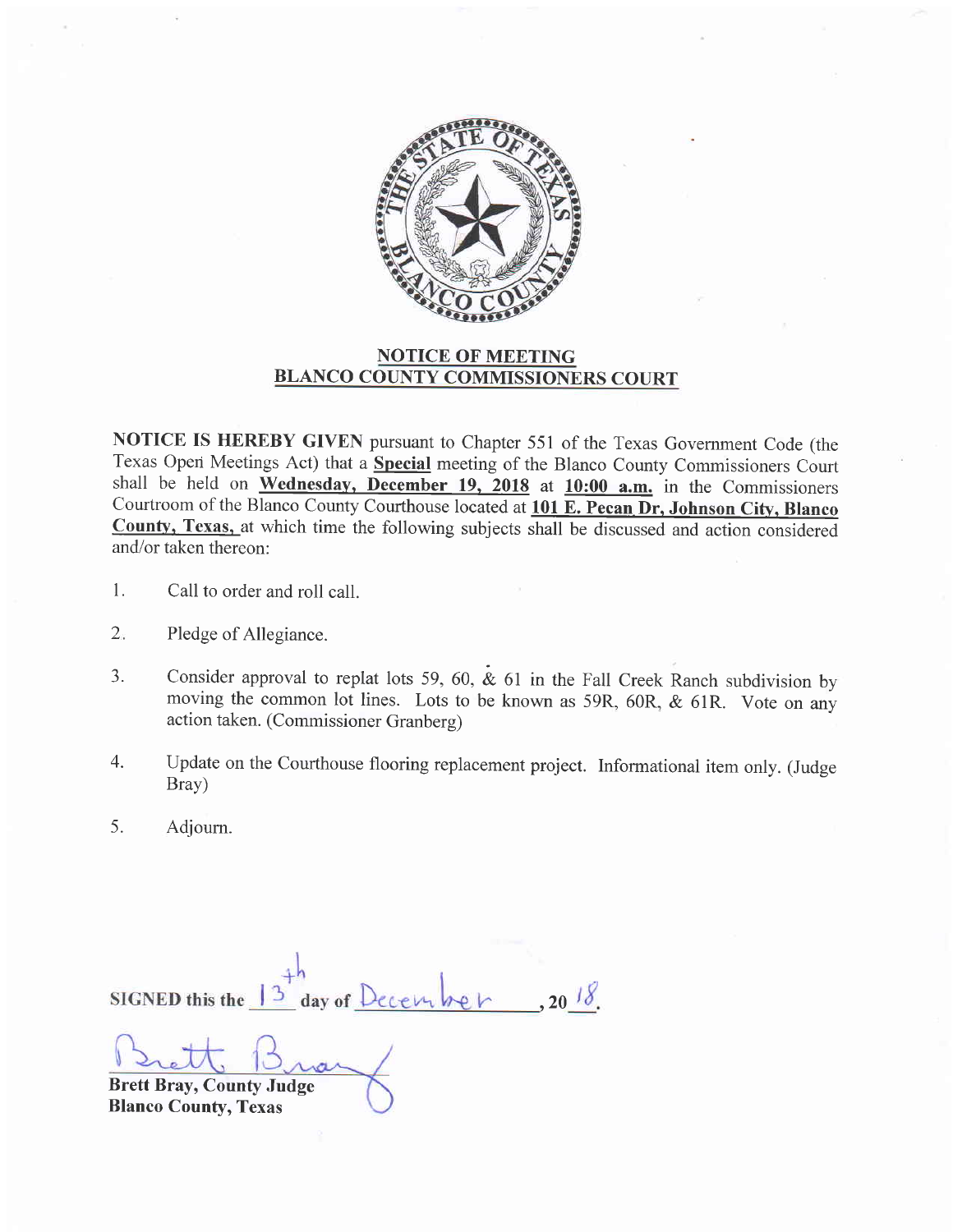## NOTICE OF MEETING
## BLANCO COUNTY COMMISSIONERS COURT

**NOTICE IS HEREBY GIVEN** pursuant to Chapter 551 of the Texas Government Code (the Texas Open Meetings Act) that a **Special** meeting of the Blanco County Commissioners Court shall be held on **Wednesday, December 19, 2018** at **10:00 a.m.** in the Commissioners Courtroom of the Blanco County Courthouse located at **101 E. Pecan Dr, Johnson City, Blanco County, Texas,** at which time the following subjects shall be discussed and action considered and/or taken thereon:

1. Call to order and roll call.

2. Pledge of Allegiance.

3. Consider approval to replat lots 59, 60, & 61 in the Fall Creek Ranch subdivision by moving the common lot lines. Lots to be known as 59R, 60R, & 61R. Vote on any action taken. (Commissioner Granberg)

4. Update on the Courthouse flooring replacement project. Informational item only. (Judge Bray)

5. Adjourn.

**SIGNED this the** 13th **day of** December **, 20**18.

Brett Bray

**Brett Bray, County Judge**
**Blanco County, Texas**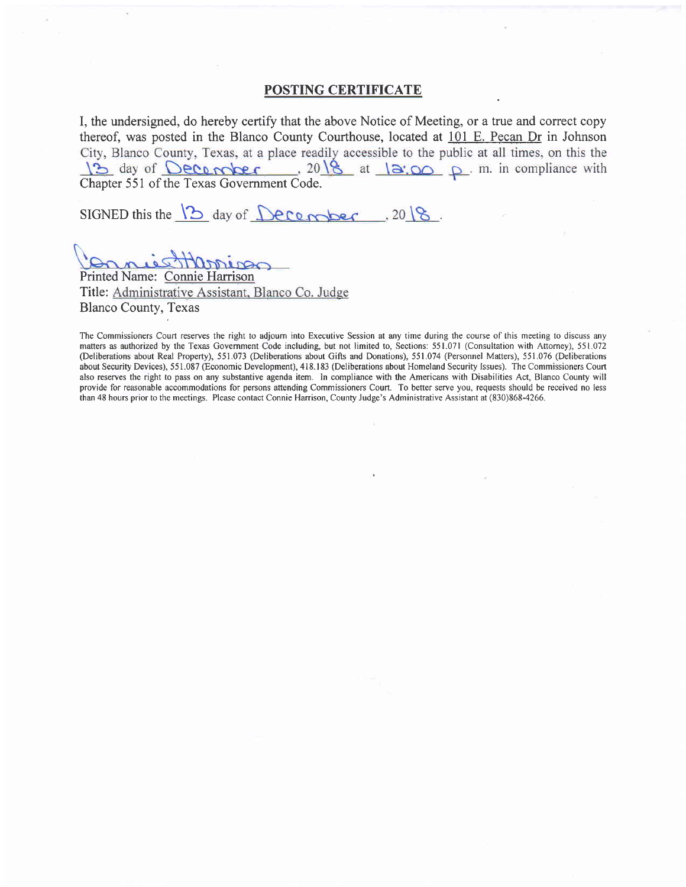## POSTING CERTIFICATE

I, the undersigned, do hereby certify that the above Notice of Meeting, or a true and correct copy thereof, was posted in the Blanco County Courthouse, located at 101 E. Pecan Dr in Johnson City, Blanco County, Texas, at a place readily accessible to the public at all times, on this the 13 day of December, 2018 at 12:00 p. m. in compliance with Chapter 551 of the Texas Government Code.

SIGNED this the 13 day of December, 2018.

Connie Harrison

Printed Name: Connie Harrison

Title: Administrative Assistant, Blanco Co. Judge

Blanco County, Texas

The Commissioners Court reserves the right to adjourn into Executive Session at any time during the course of this meeting to discuss any matters as authorized by the Texas Government Code including, but not limited to, Sections: 551.071 (Consultation with Attorney), 551.072 (Deliberations about Real Property), 551.073 (Deliberations about Gifts and Donations), 551.074 (Personnel Matters), 551.076 (Deliberations about Security Devices), 551.087 (Economic Development), 418.183 (Deliberations about Homeland Security Issues). The Commissioners Court also reserves the right to pass on any substantive agenda item. In compliance with the Americans with Disabilities Act, Blanco County will provide for reasonable accommodations for persons attending Commissioners Court. To better serve you, requests should be received no less than 48 hours prior to the meetings. Please contact Connie Harrison, County Judge's Administrative Assistant at (830)868-4266.